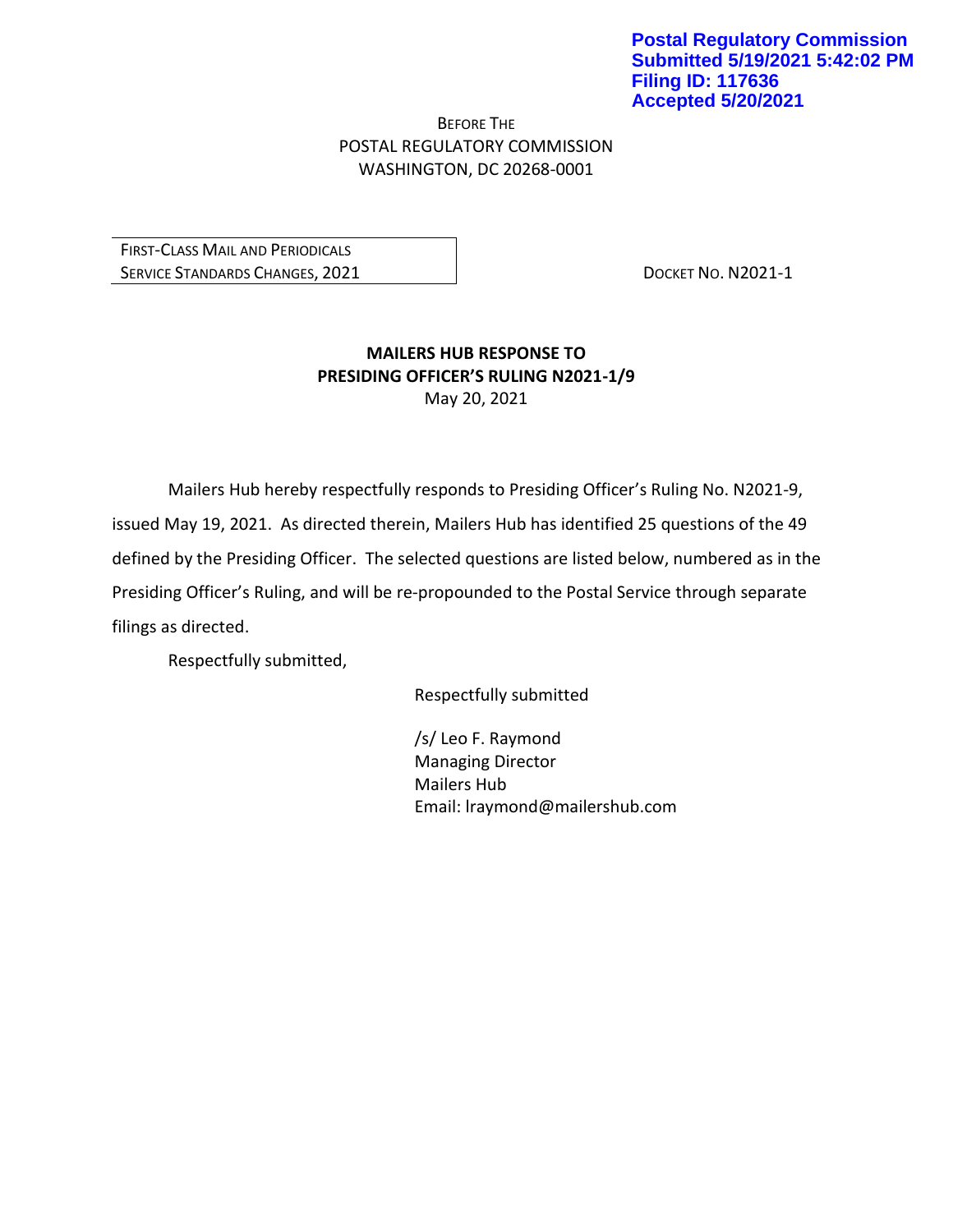**Postal Regulatory Commission**
**Submitted 5/19/2021 5:42:02 PM**
**Filing ID: 117636**
**Accepted 5/20/2021**

BEFORE THE
POSTAL REGULATORY COMMISSION
WASHINGTON, DC 20268-0001

| FIRST-CLASS MAIL AND PERIODICALS SERVICE STANDARDS CHANGES, 2021 | DOCKET NO. N2021-1 |
| --- | --- |

**MAILERS HUB RESPONSE TO**
**PRESIDING OFFICER'S RULING N2021-1/9**
May 20, 2021

Mailers Hub hereby respectfully responds to Presiding Officer's Ruling No. N2021-9, issued May 19, 2021. As directed therein, Mailers Hub has identified 25 questions of the 49 defined by the Presiding Officer. The selected questions are listed below, numbered as in the Presiding Officer's Ruling, and will be re-propounded to the Postal Service through separate filings as directed.

Respectfully submitted,

Respectfully submitted

/s/ Leo F. Raymond
Managing Director
Mailers Hub
Email: lraymond@mailershub.com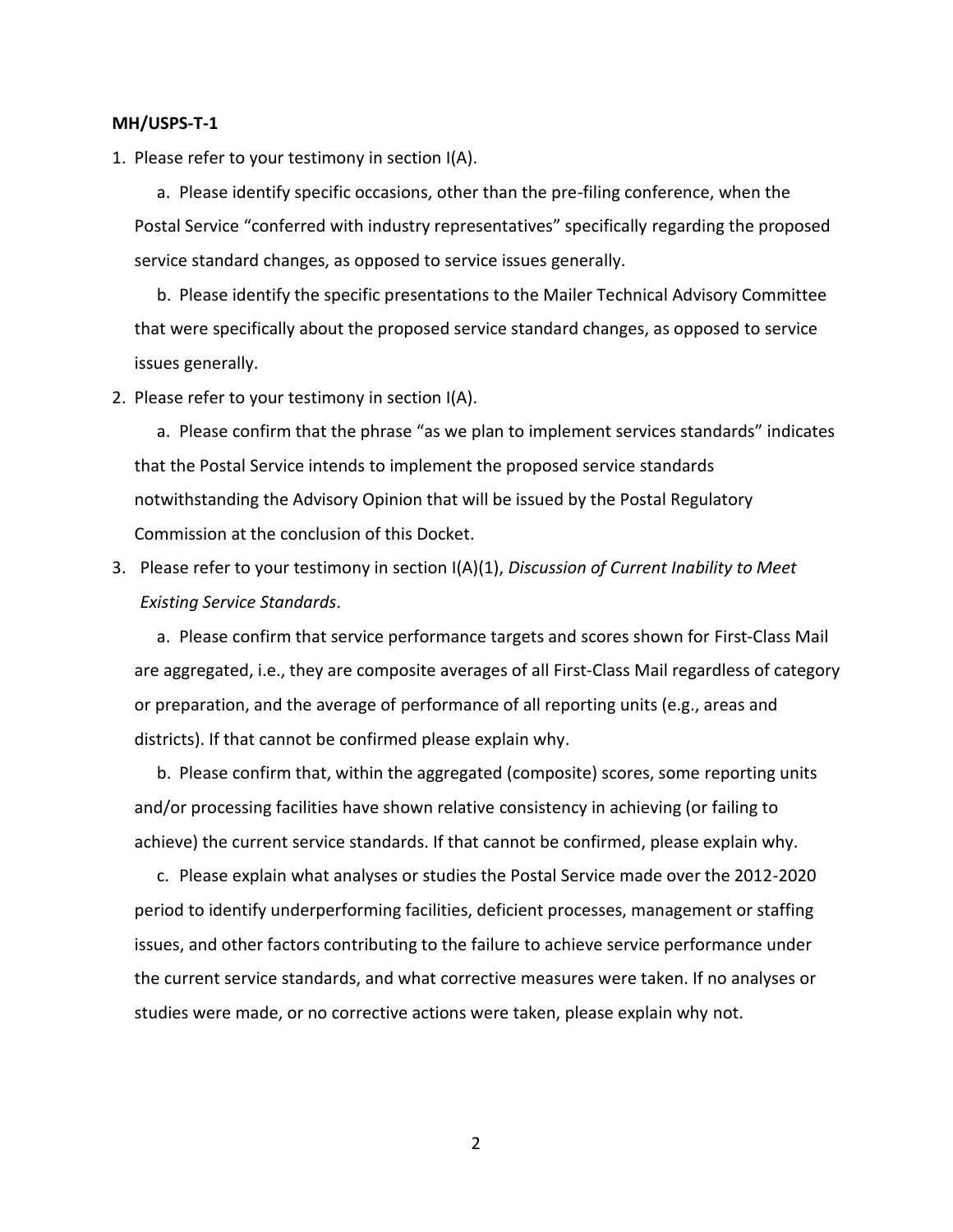**MH/USPS-T-1**

1. Please refer to your testimony in section I(A).

   a. Please identify specific occasions, other than the pre-filing conference, when the Postal Service "conferred with industry representatives" specifically regarding the proposed service standard changes, as opposed to service issues generally.

   b. Please identify the specific presentations to the Mailer Technical Advisory Committee that were specifically about the proposed service standard changes, as opposed to service issues generally.

2. Please refer to your testimony in section I(A).

   a. Please confirm that the phrase "as we plan to implement services standards" indicates that the Postal Service intends to implement the proposed service standards notwithstanding the Advisory Opinion that will be issued by the Postal Regulatory Commission at the conclusion of this Docket.

3. Please refer to your testimony in section I(A)(1), *Discussion of Current Inability to Meet Existing Service Standards*.

   a. Please confirm that service performance targets and scores shown for First-Class Mail are aggregated, i.e., they are composite averages of all First-Class Mail regardless of category or preparation, and the average of performance of all reporting units (e.g., areas and districts). If that cannot be confirmed please explain why.

   b. Please confirm that, within the aggregated (composite) scores, some reporting units and/or processing facilities have shown relative consistency in achieving (or failing to achieve) the current service standards. If that cannot be confirmed, please explain why.

   c. Please explain what analyses or studies the Postal Service made over the 2012-2020 period to identify underperforming facilities, deficient processes, management or staffing issues, and other factors contributing to the failure to achieve service performance under the current service standards, and what corrective measures were taken. If no analyses or studies were made, or no corrective actions were taken, please explain why not.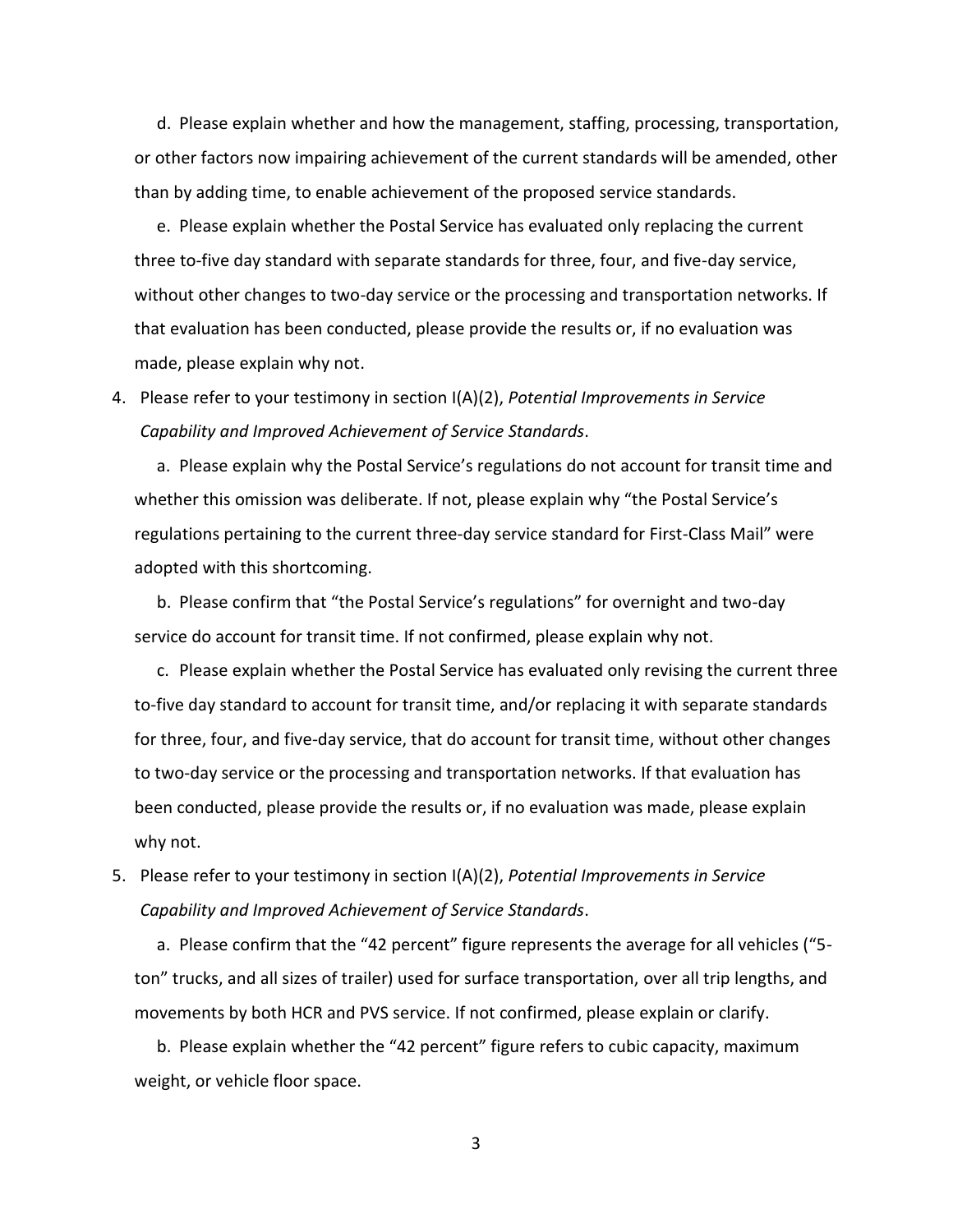d. Please explain whether and how the management, staffing, processing, transportation, or other factors now impairing achievement of the current standards will be amended, other than by adding time, to enable achievement of the proposed service standards.

e. Please explain whether the Postal Service has evaluated only replacing the current three to-five day standard with separate standards for three, four, and five-day service, without other changes to two-day service or the processing and transportation networks. If that evaluation has been conducted, please provide the results or, if no evaluation was made, please explain why not.

4. Please refer to your testimony in section I(A)(2), *Potential Improvements in Service Capability and Improved Achievement of Service Standards*.

   a. Please explain why the Postal Service's regulations do not account for transit time and whether this omission was deliberate. If not, please explain why "the Postal Service's regulations pertaining to the current three-day service standard for First-Class Mail" were adopted with this shortcoming.

   b. Please confirm that "the Postal Service's regulations" for overnight and two-day service do account for transit time. If not confirmed, please explain why not.

   c. Please explain whether the Postal Service has evaluated only revising the current three to-five day standard to account for transit time, and/or replacing it with separate standards for three, four, and five-day service, that do account for transit time, without other changes to two-day service or the processing and transportation networks. If that evaluation has been conducted, please provide the results or, if no evaluation was made, please explain why not.

5. Please refer to your testimony in section I(A)(2), *Potential Improvements in Service Capability and Improved Achievement of Service Standards*.

   a. Please confirm that the "42 percent" figure represents the average for all vehicles ("5-ton" trucks, and all sizes of trailer) used for surface transportation, over all trip lengths, and movements by both HCR and PVS service. If not confirmed, please explain or clarify.

   b. Please explain whether the "42 percent" figure refers to cubic capacity, maximum weight, or vehicle floor space.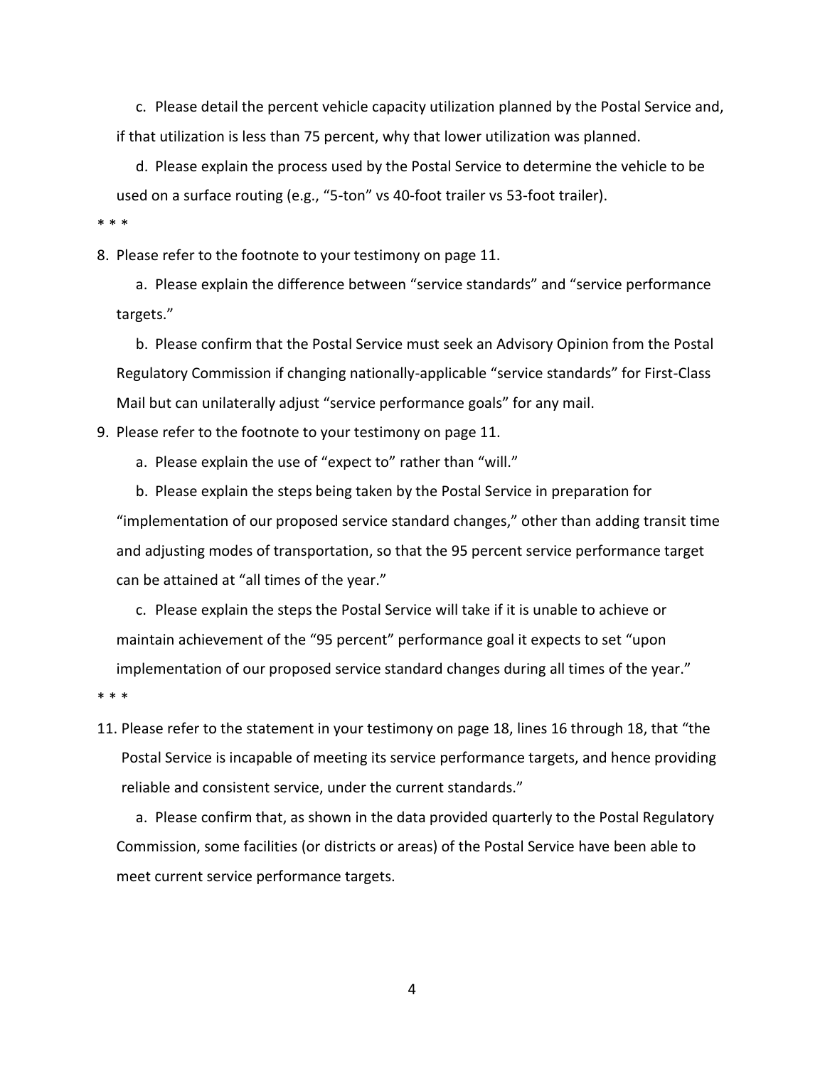c. Please detail the percent vehicle capacity utilization planned by the Postal Service and, if that utilization is less than 75 percent, why that lower utilization was planned.

d. Please explain the process used by the Postal Service to determine the vehicle to be used on a surface routing (e.g., "5-ton" vs 40-foot trailer vs 53-foot trailer).

* * *

8. Please refer to the footnote to your testimony on page 11.

   a. Please explain the difference between "service standards" and "service performance targets."

   b. Please confirm that the Postal Service must seek an Advisory Opinion from the Postal Regulatory Commission if changing nationally-applicable "service standards" for First-Class Mail but can unilaterally adjust "service performance goals" for any mail.

9. Please refer to the footnote to your testimony on page 11.

   a. Please explain the use of "expect to" rather than "will."

   b. Please explain the steps being taken by the Postal Service in preparation for "implementation of our proposed service standard changes," other than adding transit time and adjusting modes of transportation, so that the 95 percent service performance target can be attained at "all times of the year."

   c. Please explain the steps the Postal Service will take if it is unable to achieve or maintain achievement of the "95 percent" performance goal it expects to set "upon implementation of our proposed service standard changes during all times of the year."

* * *

11. Please refer to the statement in your testimony on page 18, lines 16 through 18, that "the Postal Service is incapable of meeting its service performance targets, and hence providing reliable and consistent service, under the current standards."

    a. Please confirm that, as shown in the data provided quarterly to the Postal Regulatory Commission, some facilities (or districts or areas) of the Postal Service have been able to meet current service performance targets.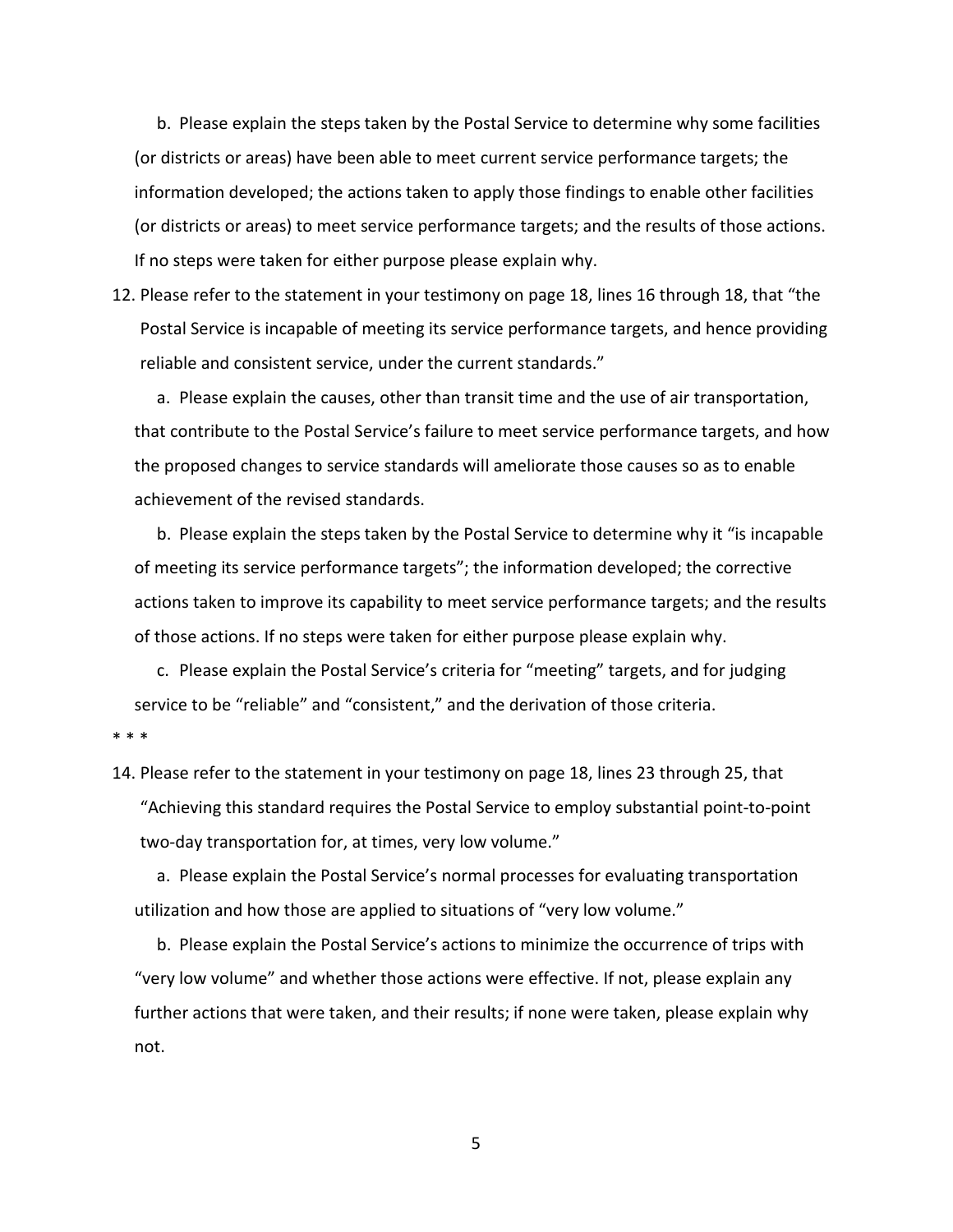b. Please explain the steps taken by the Postal Service to determine why some facilities (or districts or areas) have been able to meet current service performance targets; the information developed; the actions taken to apply those findings to enable other facilities (or districts or areas) to meet service performance targets; and the results of those actions. If no steps were taken for either purpose please explain why.

12. Please refer to the statement in your testimony on page 18, lines 16 through 18, that "the Postal Service is incapable of meeting its service performance targets, and hence providing reliable and consistent service, under the current standards."

    a. Please explain the causes, other than transit time and the use of air transportation, that contribute to the Postal Service's failure to meet service performance targets, and how the proposed changes to service standards will ameliorate those causes so as to enable achievement of the revised standards.

    b. Please explain the steps taken by the Postal Service to determine why it "is incapable of meeting its service performance targets"; the information developed; the corrective actions taken to improve its capability to meet service performance targets; and the results of those actions. If no steps were taken for either purpose please explain why.

    c. Please explain the Postal Service's criteria for "meeting" targets, and for judging service to be "reliable" and "consistent," and the derivation of those criteria.

* * *

14. Please refer to the statement in your testimony on page 18, lines 23 through 25, that "Achieving this standard requires the Postal Service to employ substantial point-to-point two-day transportation for, at times, very low volume."

    a. Please explain the Postal Service's normal processes for evaluating transportation utilization and how those are applied to situations of "very low volume."

    b. Please explain the Postal Service's actions to minimize the occurrence of trips with "very low volume" and whether those actions were effective. If not, please explain any further actions that were taken, and their results; if none were taken, please explain why not.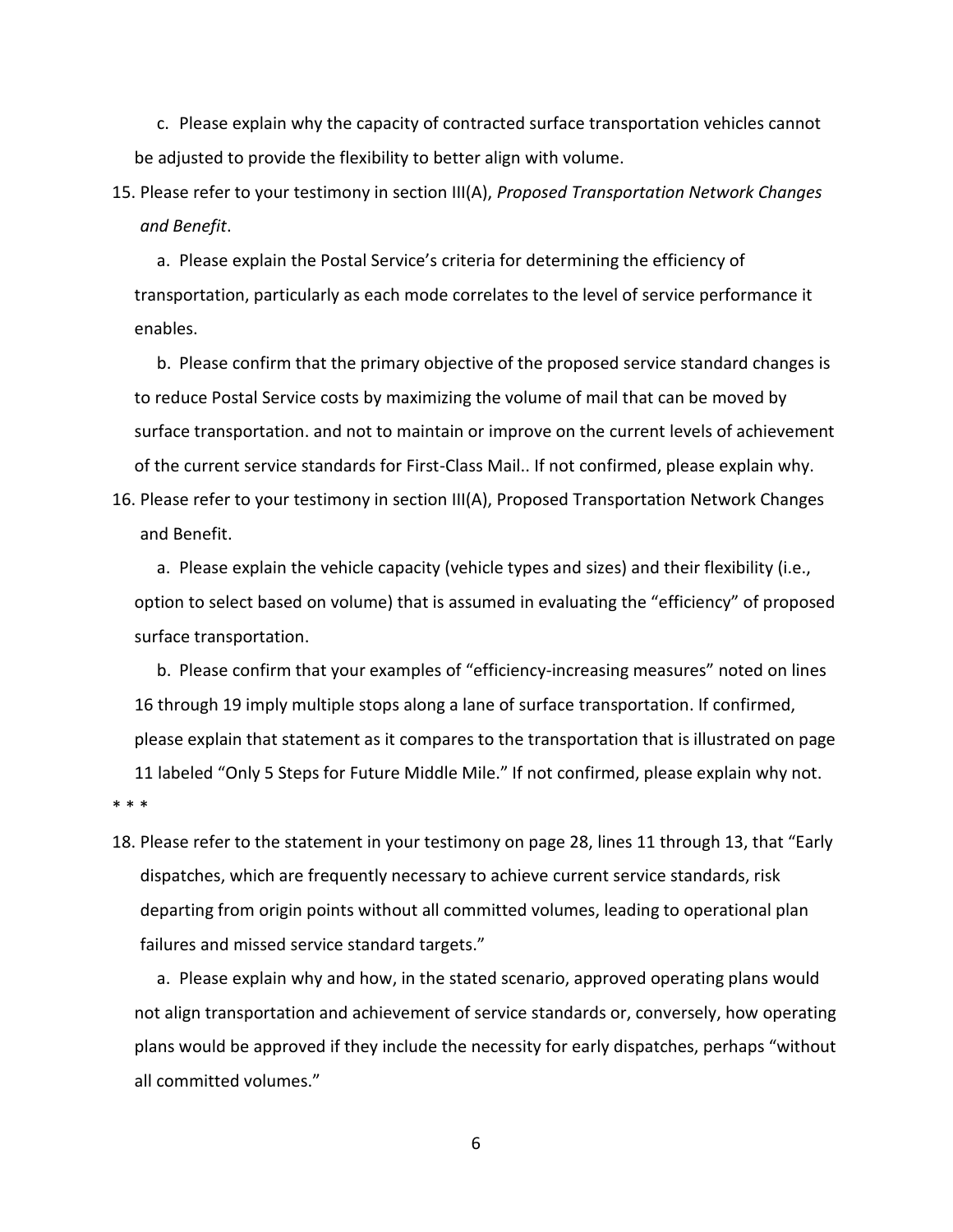c. Please explain why the capacity of contracted surface transportation vehicles cannot be adjusted to provide the flexibility to better align with volume.

15. Please refer to your testimony in section III(A), *Proposed Transportation Network Changes and Benefit*.

    a. Please explain the Postal Service's criteria for determining the efficiency of transportation, particularly as each mode correlates to the level of service performance it enables.

    b. Please confirm that the primary objective of the proposed service standard changes is to reduce Postal Service costs by maximizing the volume of mail that can be moved by surface transportation. and not to maintain or improve on the current levels of achievement of the current service standards for First-Class Mail.. If not confirmed, please explain why.

16. Please refer to your testimony in section III(A), Proposed Transportation Network Changes and Benefit.

    a. Please explain the vehicle capacity (vehicle types and sizes) and their flexibility (i.e., option to select based on volume) that is assumed in evaluating the "efficiency" of proposed surface transportation.

    b. Please confirm that your examples of "efficiency-increasing measures" noted on lines 16 through 19 imply multiple stops along a lane of surface transportation. If confirmed, please explain that statement as it compares to the transportation that is illustrated on page 11 labeled "Only 5 Steps for Future Middle Mile." If not confirmed, please explain why not.

\* \* \*

18. Please refer to the statement in your testimony on page 28, lines 11 through 13, that "Early dispatches, which are frequently necessary to achieve current service standards, risk departing from origin points without all committed volumes, leading to operational plan failures and missed service standard targets."

    a. Please explain why and how, in the stated scenario, approved operating plans would not align transportation and achievement of service standards or, conversely, how operating plans would be approved if they include the necessity for early dispatches, perhaps "without all committed volumes."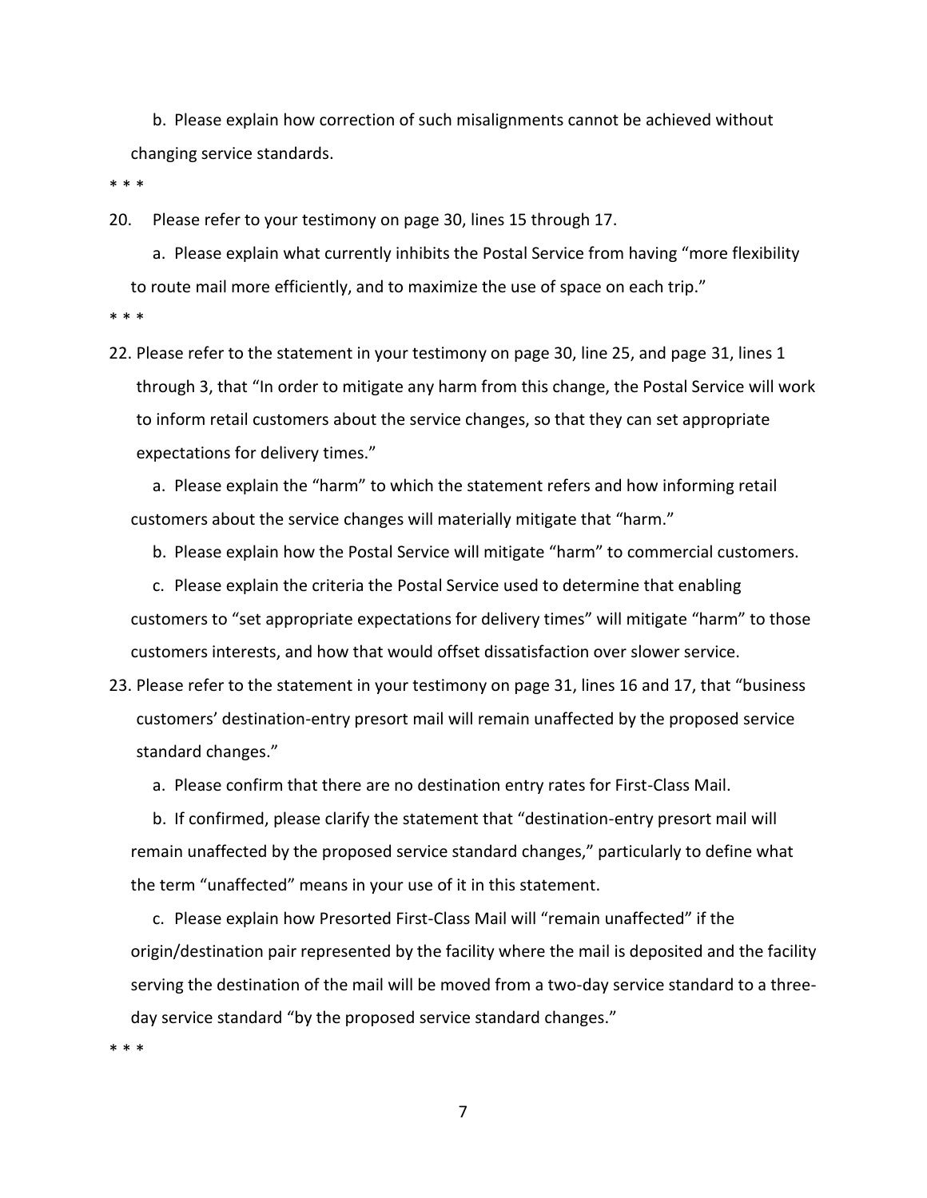b. Please explain how correction of such misalignments cannot be achieved without changing service standards.

* * *

20. Please refer to your testimony on page 30, lines 15 through 17.

    a. Please explain what currently inhibits the Postal Service from having "more flexibility to route mail more efficiently, and to maximize the use of space on each trip."

* * *

22. Please refer to the statement in your testimony on page 30, line 25, and page 31, lines 1 through 3, that "In order to mitigate any harm from this change, the Postal Service will work to inform retail customers about the service changes, so that they can set appropriate expectations for delivery times."

    a. Please explain the "harm" to which the statement refers and how informing retail customers about the service changes will materially mitigate that "harm."

    b. Please explain how the Postal Service will mitigate "harm" to commercial customers.

    c. Please explain the criteria the Postal Service used to determine that enabling customers to "set appropriate expectations for delivery times" will mitigate "harm" to those customers interests, and how that would offset dissatisfaction over slower service.

23. Please refer to the statement in your testimony on page 31, lines 16 and 17, that "business customers' destination-entry presort mail will remain unaffected by the proposed service standard changes."

    a. Please confirm that there are no destination entry rates for First-Class Mail.

    b. If confirmed, please clarify the statement that "destination-entry presort mail will remain unaffected by the proposed service standard changes," particularly to define what the term "unaffected" means in your use of it in this statement.

    c. Please explain how Presorted First-Class Mail will "remain unaffected" if the origin/destination pair represented by the facility where the mail is deposited and the facility serving the destination of the mail will be moved from a two-day service standard to a three-day service standard "by the proposed service standard changes."

* * *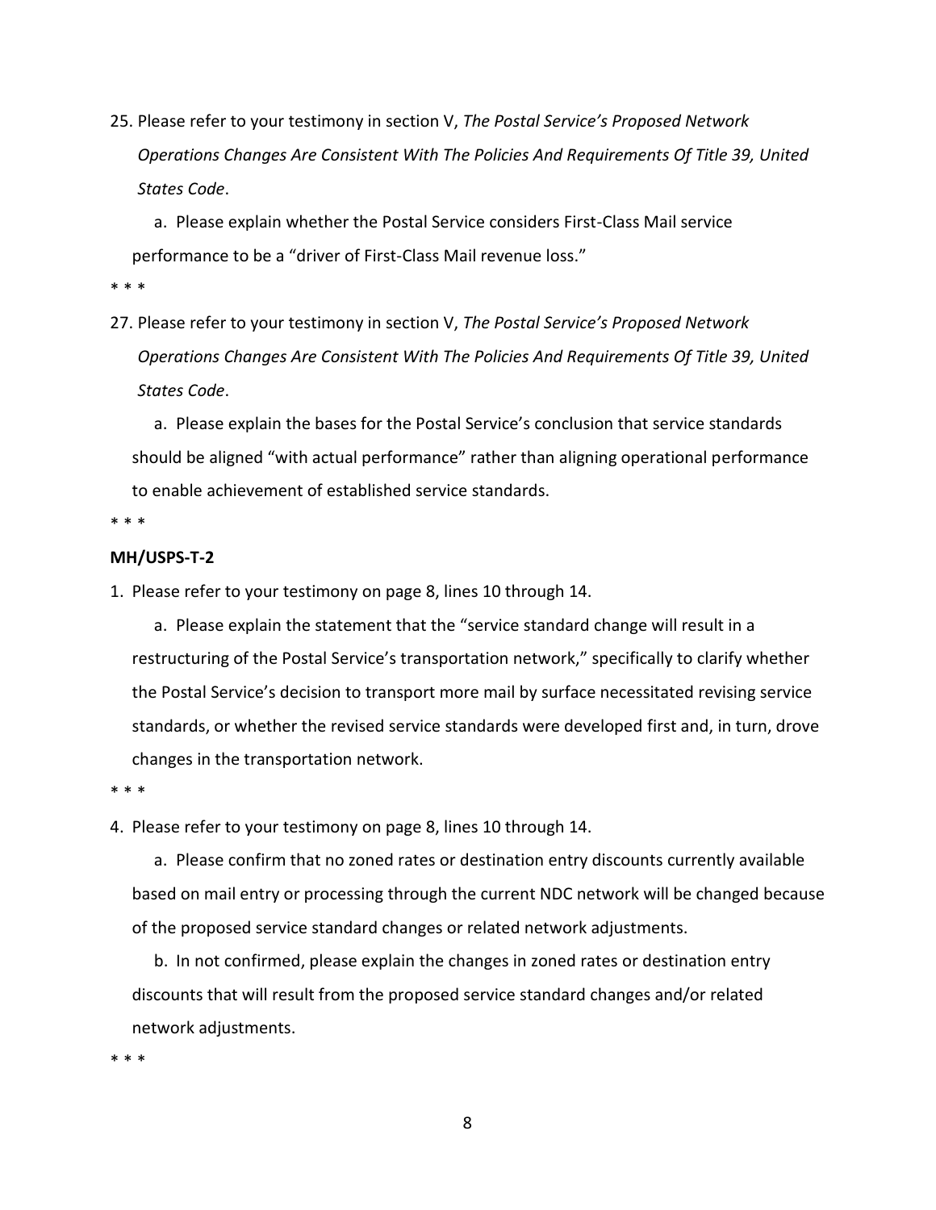25. Please refer to your testimony in section V, *The Postal Service's Proposed Network Operations Changes Are Consistent With The Policies And Requirements Of Title 39, United States Code*.

   a. Please explain whether the Postal Service considers First-Class Mail service performance to be a "driver of First-Class Mail revenue loss."

\* \* \*

27. Please refer to your testimony in section V, *The Postal Service's Proposed Network Operations Changes Are Consistent With The Policies And Requirements Of Title 39, United States Code*.

   a. Please explain the bases for the Postal Service's conclusion that service standards should be aligned "with actual performance" rather than aligning operational performance to enable achievement of established service standards.

\* \* \*

**MH/USPS-T-2**

1. Please refer to your testimony on page 8, lines 10 through 14.

   a. Please explain the statement that the "service standard change will result in a restructuring of the Postal Service's transportation network," specifically to clarify whether the Postal Service's decision to transport more mail by surface necessitated revising service standards, or whether the revised service standards were developed first and, in turn, drove changes in the transportation network.

\* \* \*

4. Please refer to your testimony on page 8, lines 10 through 14.

   a. Please confirm that no zoned rates or destination entry discounts currently available based on mail entry or processing through the current NDC network will be changed because of the proposed service standard changes or related network adjustments.

   b. In not confirmed, please explain the changes in zoned rates or destination entry discounts that will result from the proposed service standard changes and/or related network adjustments.

\* \* \*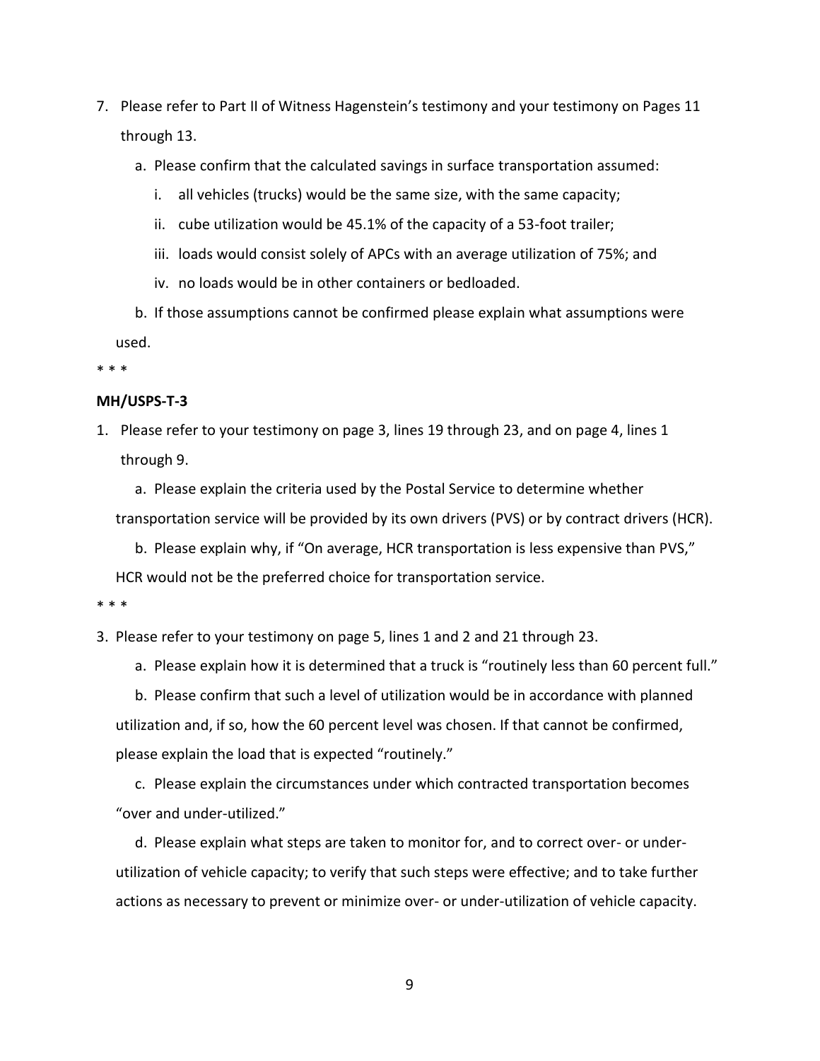7. Please refer to Part II of Witness Hagenstein's testimony and your testimony on Pages 11 through 13.

   a. Please confirm that the calculated savings in surface transportation assumed:

      i. all vehicles (trucks) would be the same size, with the same capacity;

      ii. cube utilization would be 45.1% of the capacity of a 53-foot trailer;

      iii. loads would consist solely of APCs with an average utilization of 75%; and

      iv. no loads would be in other containers or bedloaded.

   b. If those assumptions cannot be confirmed please explain what assumptions were used.

\* \* \*

**MH/USPS-T-3**

1. Please refer to your testimony on page 3, lines 19 through 23, and on page 4, lines 1 through 9.

   a. Please explain the criteria used by the Postal Service to determine whether transportation service will be provided by its own drivers (PVS) or by contract drivers (HCR).

   b. Please explain why, if "On average, HCR transportation is less expensive than PVS," HCR would not be the preferred choice for transportation service.

\* \* \*

3. Please refer to your testimony on page 5, lines 1 and 2 and 21 through 23.

   a. Please explain how it is determined that a truck is "routinely less than 60 percent full."

   b. Please confirm that such a level of utilization would be in accordance with planned utilization and, if so, how the 60 percent level was chosen. If that cannot be confirmed, please explain the load that is expected "routinely."

   c. Please explain the circumstances under which contracted transportation becomes "over and under-utilized."

   d. Please explain what steps are taken to monitor for, and to correct over- or under-utilization of vehicle capacity; to verify that such steps were effective; and to take further actions as necessary to prevent or minimize over- or under-utilization of vehicle capacity.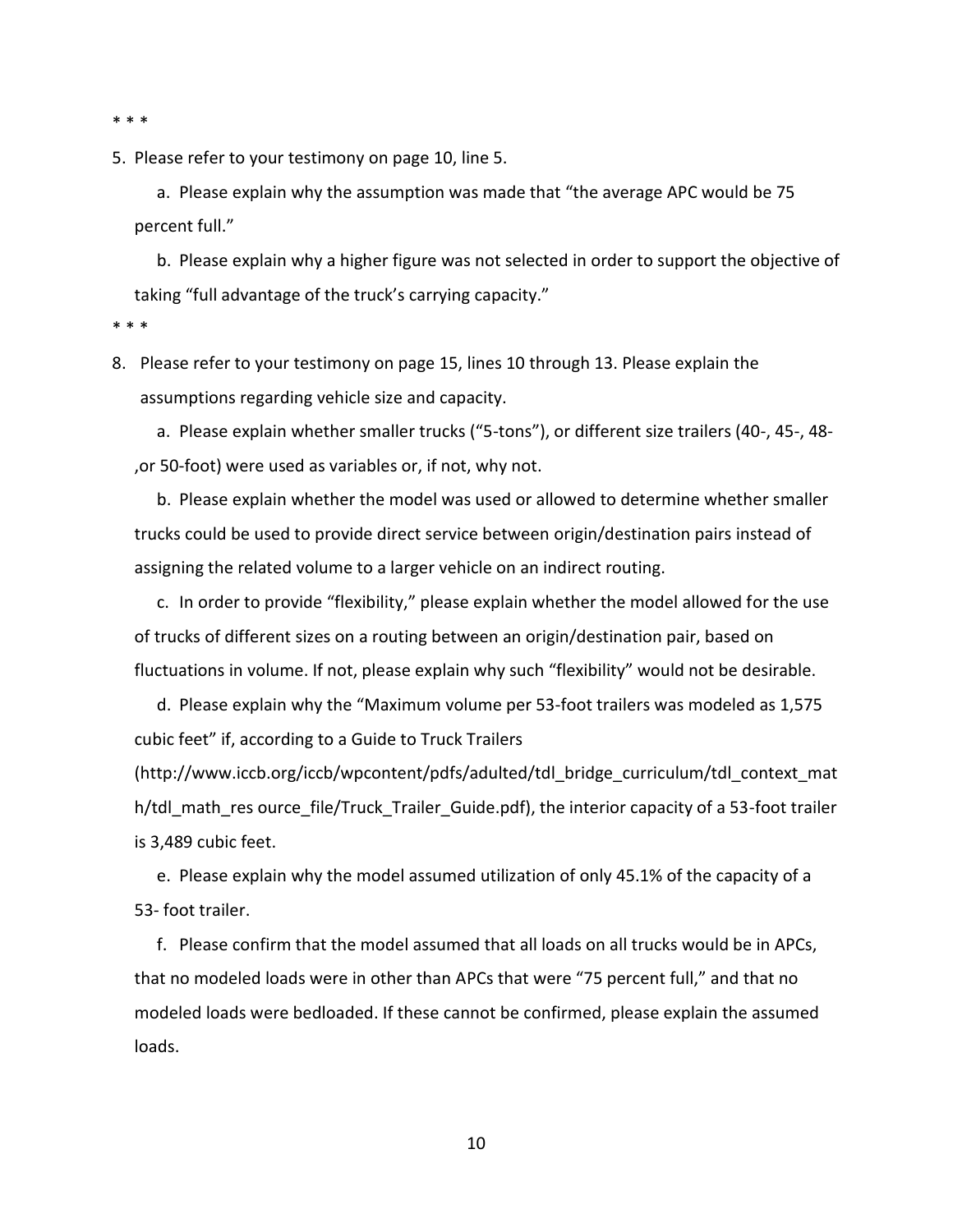* * *

5. Please refer to your testimony on page 10, line 5.

   a. Please explain why the assumption was made that "the average APC would be 75 percent full."

   b. Please explain why a higher figure was not selected in order to support the objective of taking "full advantage of the truck's carrying capacity."

* * *

8. Please refer to your testimony on page 15, lines 10 through 13. Please explain the assumptions regarding vehicle size and capacity.

   a. Please explain whether smaller trucks ("5-tons"), or different size trailers (40-, 45-, 48-,or 50-foot) were used as variables or, if not, why not.

   b. Please explain whether the model was used or allowed to determine whether smaller trucks could be used to provide direct service between origin/destination pairs instead of assigning the related volume to a larger vehicle on an indirect routing.

   c. In order to provide "flexibility," please explain whether the model allowed for the use of trucks of different sizes on a routing between an origin/destination pair, based on fluctuations in volume. If not, please explain why such "flexibility" would not be desirable.

   d. Please explain why the "Maximum volume per 53-foot trailers was modeled as 1,575 cubic feet" if, according to a Guide to Truck Trailers (http://www.iccb.org/iccb/wpcontent/pdfs/adulted/tdl_bridge_curriculum/tdl_context_math/tdl_math_res ource_file/Truck_Trailer_Guide.pdf), the interior capacity of a 53-foot trailer is 3,489 cubic feet.

   e. Please explain why the model assumed utilization of only 45.1% of the capacity of a 53- foot trailer.

   f. Please confirm that the model assumed that all loads on all trucks would be in APCs, that no modeled loads were in other than APCs that were "75 percent full," and that no modeled loads were bedloaded. If these cannot be confirmed, please explain the assumed loads.